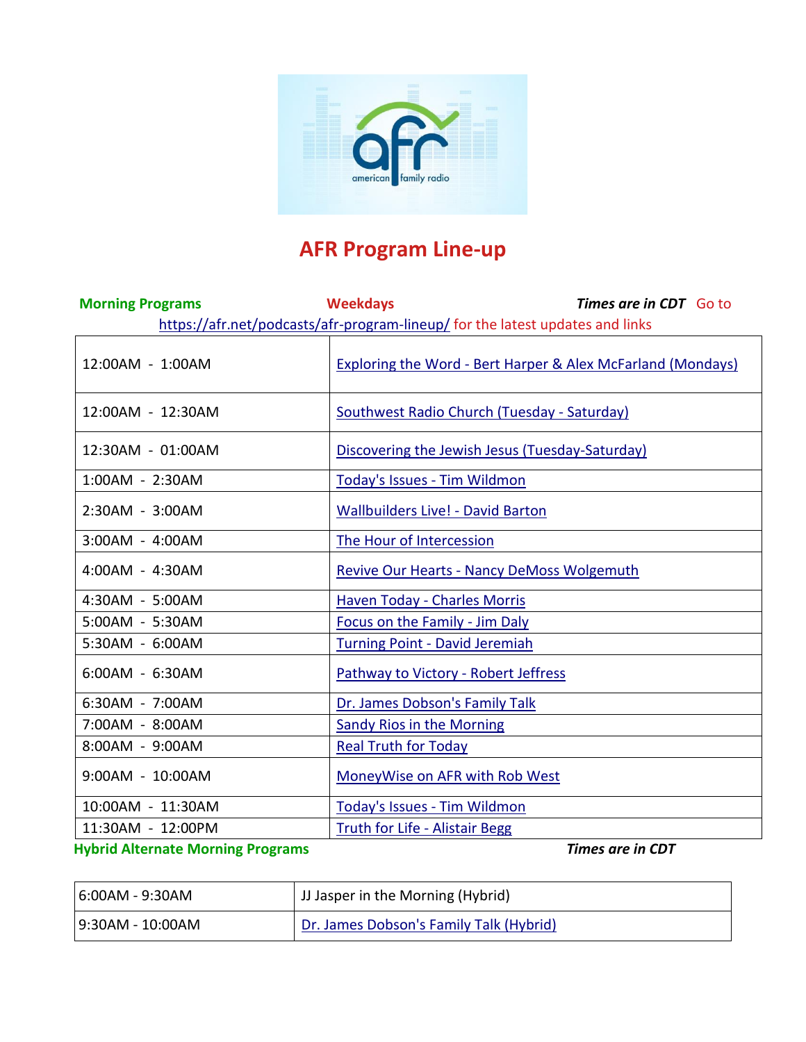# AFR Program Line-up

**Morning Programs** **Weekdays** ***Times are in CDT*** Go to https://afr.net/podcasts/afr-program-lineup/ for the latest updates and links

| | |
|---|---|
| 12:00AM - 1:00AM | Exploring the Word - Bert Harper & Alex McFarland (Mondays) |
| 12:00AM - 12:30AM | Southwest Radio Church (Tuesday - Saturday) |
| 12:30AM - 01:00AM | Discovering the Jewish Jesus (Tuesday-Saturday) |
| 1:00AM - 2:30AM | Today's Issues - Tim Wildmon |
| 2:30AM - 3:00AM | Wallbuilders Live! - David Barton |
| 3:00AM - 4:00AM | The Hour of Intercession |
| 4:00AM - 4:30AM | Revive Our Hearts - Nancy DeMoss Wolgemuth |
| 4:30AM - 5:00AM | Haven Today - Charles Morris |
| 5:00AM - 5:30AM | Focus on the Family - Jim Daly |
| 5:30AM - 6:00AM | Turning Point - David Jeremiah |
| 6:00AM - 6:30AM | Pathway to Victory - Robert Jeffress |
| 6:30AM - 7:00AM | Dr. James Dobson's Family Talk |
| 7:00AM - 8:00AM | Sandy Rios in the Morning |
| 8:00AM - 9:00AM | Real Truth for Today |
| 9:00AM - 10:00AM | MoneyWise on AFR with Rob West |
| 10:00AM - 11:30AM | Today's Issues - Tim Wildmon |
| 11:30AM - 12:00PM | Truth for Life - Alistair Begg |

**Hybrid Alternate Morning Programs** ***Times are in CDT***

| | |
|---|---|
| 6:00AM - 9:30AM | JJ Jasper in the Morning (Hybrid) |
| 9:30AM - 10:00AM | Dr. James Dobson's Family Talk (Hybrid) |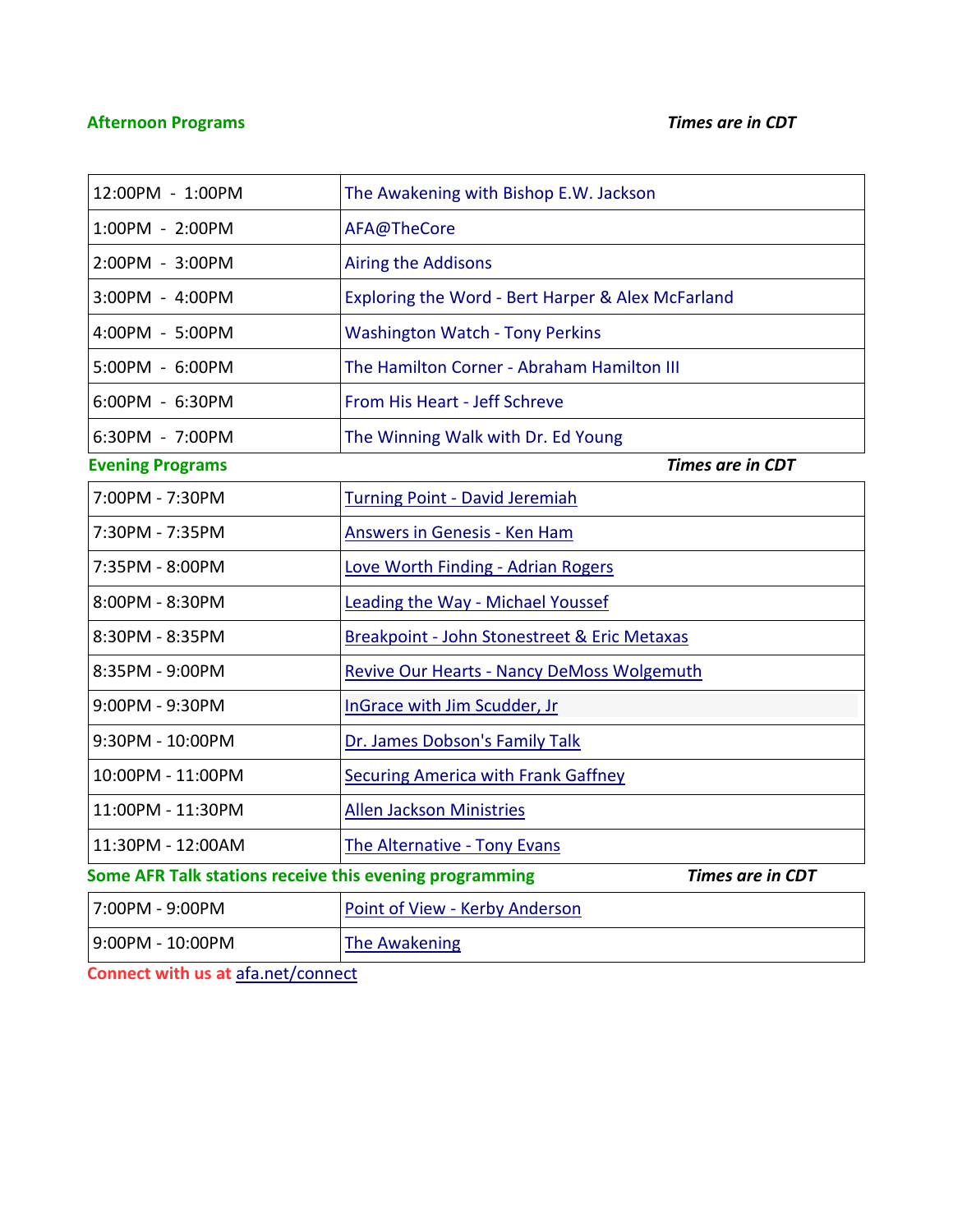**Afternoon Programs** ***Times are in CDT***

| | |
|---|---|
| 12:00PM - 1:00PM | The Awakening with Bishop E.W. Jackson |
| 1:00PM - 2:00PM | AFA@TheCore |
| 2:00PM - 3:00PM | Airing the Addisons |
| 3:00PM - 4:00PM | Exploring the Word - Bert Harper & Alex McFarland |
| 4:00PM - 5:00PM | Washington Watch - Tony Perkins |
| 5:00PM - 6:00PM | The Hamilton Corner - Abraham Hamilton III |
| 6:00PM - 6:30PM | From His Heart - Jeff Schreve |
| 6:30PM - 7:00PM | The Winning Walk with Dr. Ed Young |

**Evening Programs** ***Times are in CDT***

| | |
|---|---|
| 7:00PM - 7:30PM | Turning Point - David Jeremiah |
| 7:30PM - 7:35PM | Answers in Genesis - Ken Ham |
| 7:35PM - 8:00PM | Love Worth Finding - Adrian Rogers |
| 8:00PM - 8:30PM | Leading the Way - Michael Youssef |
| 8:30PM - 8:35PM | Breakpoint - John Stonestreet & Eric Metaxas |
| 8:35PM - 9:00PM | Revive Our Hearts - Nancy DeMoss Wolgemuth |
| 9:00PM - 9:30PM | InGrace with Jim Scudder, Jr |
| 9:30PM - 10:00PM | Dr. James Dobson's Family Talk |
| 10:00PM - 11:00PM | Securing America with Frank Gaffney |
| 11:00PM - 11:30PM | Allen Jackson Ministries |
| 11:30PM - 12:00AM | The Alternative - Tony Evans |

**Some AFR Talk stations receive this evening programming** ***Times are in CDT***

| | |
|---|---|
| 7:00PM - 9:00PM | Point of View - Kerby Anderson |
| 9:00PM - 10:00PM | The Awakening |

**Connect with us at** afa.net/connect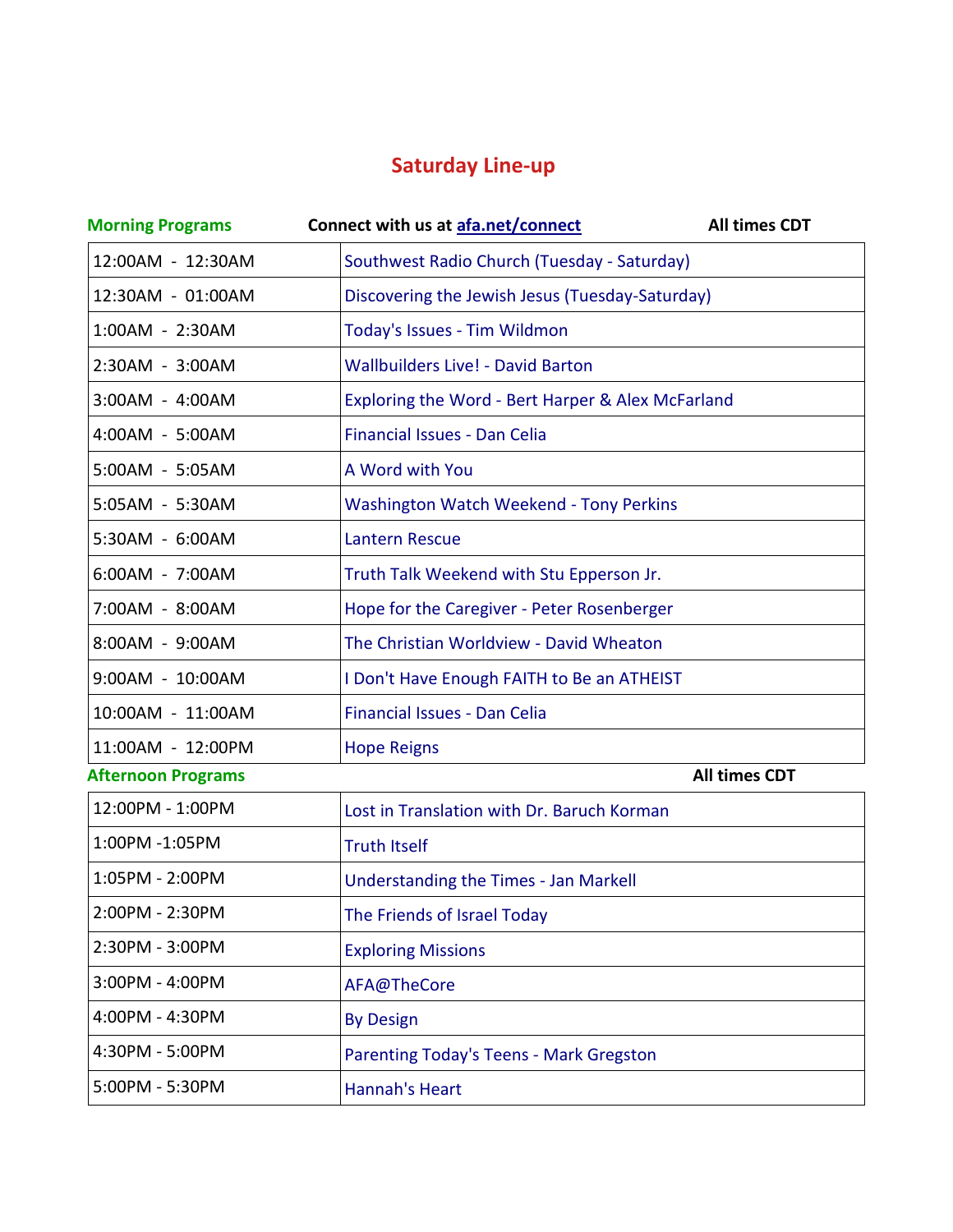# Saturday Line-up

**Morning Programs** — **Connect with us at [afa.net/connect](afa.net/connect)** — **All times CDT**

| | |
|---|---|
| 12:00AM - 12:30AM | Southwest Radio Church (Tuesday - Saturday) |
| 12:30AM - 01:00AM | Discovering the Jewish Jesus (Tuesday-Saturday) |
| 1:00AM - 2:30AM | Today's Issues - Tim Wildmon |
| 2:30AM - 3:00AM | Wallbuilders Live! - David Barton |
| 3:00AM - 4:00AM | Exploring the Word - Bert Harper & Alex McFarland |
| 4:00AM - 5:00AM | Financial Issues - Dan Celia |
| 5:00AM - 5:05AM | A Word with You |
| 5:05AM - 5:30AM | Washington Watch Weekend - Tony Perkins |
| 5:30AM - 6:00AM | Lantern Rescue |
| 6:00AM - 7:00AM | Truth Talk Weekend with Stu Epperson Jr. |
| 7:00AM - 8:00AM | Hope for the Caregiver - Peter Rosenberger |
| 8:00AM - 9:00AM | The Christian Worldview - David Wheaton |
| 9:00AM - 10:00AM | I Don't Have Enough FAITH to Be an ATHEIST |
| 10:00AM - 11:00AM | Financial Issues - Dan Celia |
| 11:00AM - 12:00PM | Hope Reigns |

**Afternoon Programs** — **All times CDT**

| | |
|---|---|
| 12:00PM - 1:00PM | Lost in Translation with Dr. Baruch Korman |
| 1:00PM -1:05PM | Truth Itself |
| 1:05PM - 2:00PM | Understanding the Times - Jan Markell |
| 2:00PM - 2:30PM | The Friends of Israel Today |
| 2:30PM - 3:00PM | Exploring Missions |
| 3:00PM - 4:00PM | AFA@TheCore |
| 4:00PM - 4:30PM | By Design |
| 4:30PM - 5:00PM | Parenting Today's Teens - Mark Gregston |
| 5:00PM - 5:30PM | Hannah's Heart |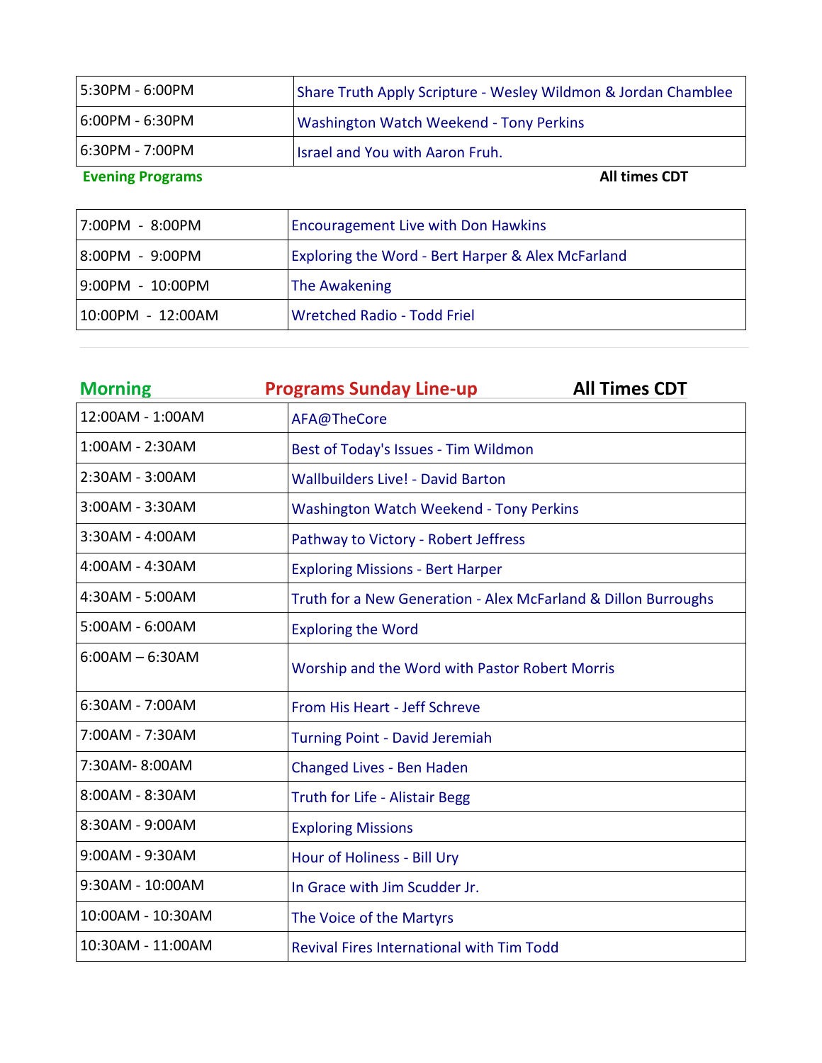| | |
|---|---|
| 5:30PM - 6:00PM | Share Truth Apply Scripture - Wesley Wildmon & Jordan Chamblee |
| 6:00PM - 6:30PM | Washington Watch Weekend - Tony Perkins |
| 6:30PM - 7:00PM | Israel and You with Aaron Fruh. |

**Evening Programs** **All times CDT**

| | |
|---|---|
| 7:00PM - 8:00PM | Encouragement Live with Don Hawkins |
| 8:00PM - 9:00PM | Exploring the Word - Bert Harper & Alex McFarland |
| 9:00PM - 10:00PM | The Awakening |
| 10:00PM - 12:00AM | Wretched Radio - Todd Friel |

## Morning Programs Sunday Line-up — All Times CDT

| | |
|---|---|
| 12:00AM - 1:00AM | AFA@TheCore |
| 1:00AM - 2:30AM | Best of Today's Issues - Tim Wildmon |
| 2:30AM - 3:00AM | Wallbuilders Live! - David Barton |
| 3:00AM - 3:30AM | Washington Watch Weekend - Tony Perkins |
| 3:30AM - 4:00AM | Pathway to Victory - Robert Jeffress |
| 4:00AM - 4:30AM | Exploring Missions - Bert Harper |
| 4:30AM - 5:00AM | Truth for a New Generation - Alex McFarland & Dillon Burroughs |
| 5:00AM - 6:00AM | Exploring the Word |
| 6:00AM – 6:30AM | Worship and the Word with Pastor Robert Morris |
| 6:30AM - 7:00AM | From His Heart - Jeff Schreve |
| 7:00AM - 7:30AM | Turning Point - David Jeremiah |
| 7:30AM- 8:00AM | Changed Lives - Ben Haden |
| 8:00AM - 8:30AM | Truth for Life - Alistair Begg |
| 8:30AM - 9:00AM | Exploring Missions |
| 9:00AM - 9:30AM | Hour of Holiness - Bill Ury |
| 9:30AM - 10:00AM | In Grace with Jim Scudder Jr. |
| 10:00AM - 10:30AM | The Voice of the Martyrs |
| 10:30AM - 11:00AM | Revival Fires International with Tim Todd |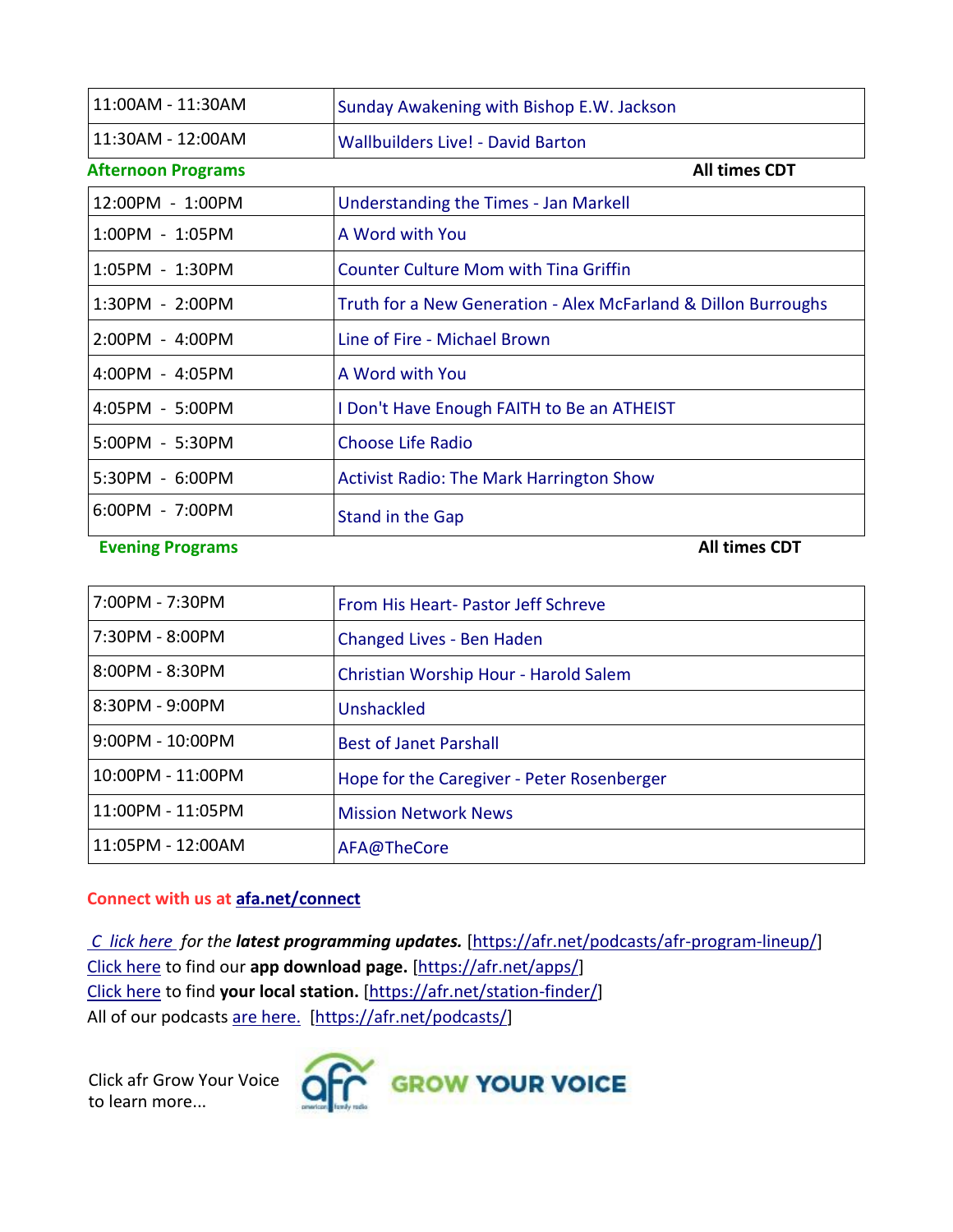| | |
|---|---|
| 11:00AM - 11:30AM | Sunday Awakening with Bishop E.W. Jackson |
| 11:30AM - 12:00AM | Wallbuilders Live! - David Barton |

**Afternoon Programs** **All times CDT**

| | |
|---|---|
| 12:00PM - 1:00PM | Understanding the Times - Jan Markell |
| 1:00PM - 1:05PM | A Word with You |
| 1:05PM - 1:30PM | Counter Culture Mom with Tina Griffin |
| 1:30PM - 2:00PM | Truth for a New Generation - Alex McFarland & Dillon Burroughs |
| 2:00PM - 4:00PM | Line of Fire - Michael Brown |
| 4:00PM - 4:05PM | A Word with You |
| 4:05PM - 5:00PM | I Don't Have Enough FAITH to Be an ATHEIST |
| 5:00PM - 5:30PM | Choose Life Radio |
| 5:30PM - 6:00PM | Activist Radio: The Mark Harrington Show |
| 6:00PM - 7:00PM | Stand in the Gap |

**Evening Programs** **All times CDT**

| | |
|---|---|
| 7:00PM - 7:30PM | From His Heart- Pastor Jeff Schreve |
| 7:30PM - 8:00PM | Changed Lives - Ben Haden |
| 8:00PM - 8:30PM | Christian Worship Hour - Harold Salem |
| 8:30PM - 9:00PM | Unshackled |
| 9:00PM - 10:00PM | Best of Janet Parshall |
| 10:00PM - 11:00PM | Hope for the Caregiver - Peter Rosenberger |
| 11:00PM - 11:05PM | Mission Network News |
| 11:05PM - 12:00AM | AFA@TheCore |

Connect with us at **afa.net/connect**

*C lick here for the **latest programming updates.*** [https://afr.net/podcasts/afr-program-lineup/]
Click here to find our **app download page.** [https://afr.net/apps/]
Click here to find **your local station.** [https://afr.net/station-finder/]
All of our podcasts are here. [https://afr.net/podcasts/]

Click afr Grow Your Voice to learn more...

afr GROW YOUR VOICE